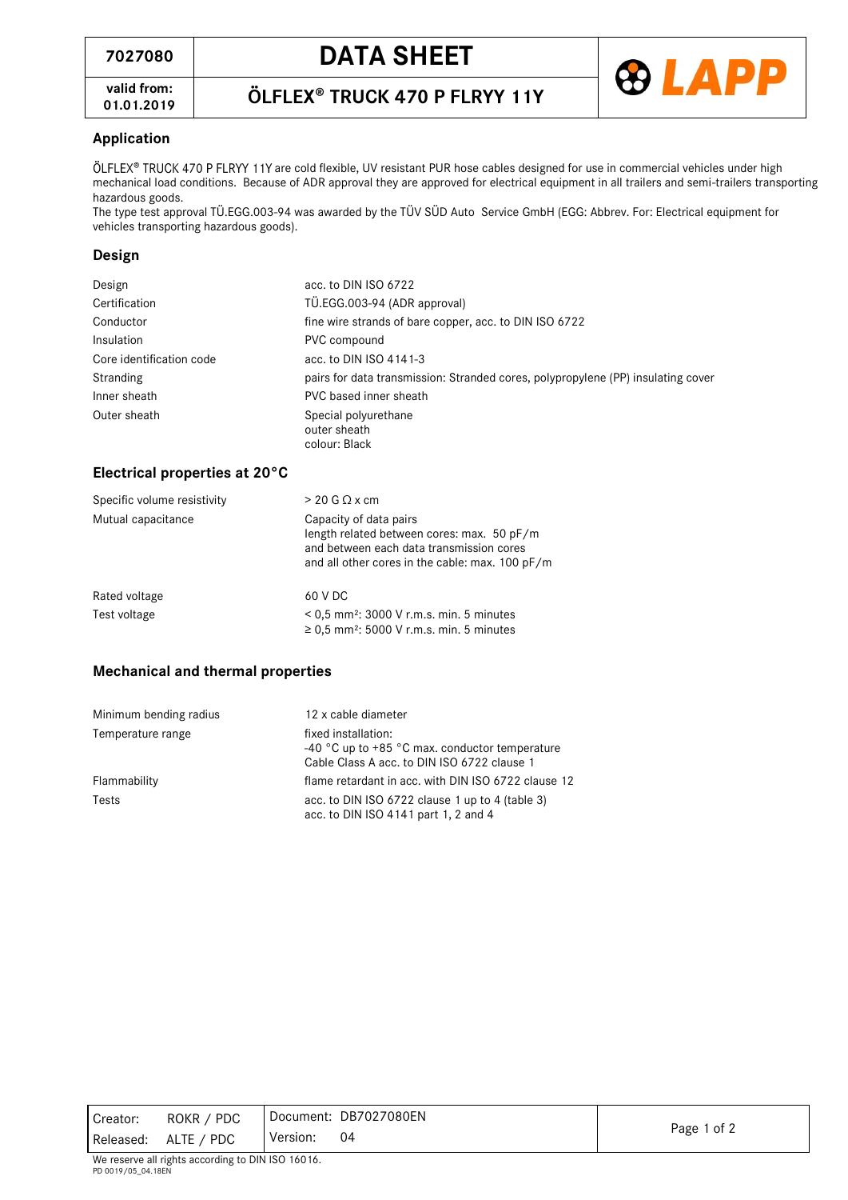| 7027080 | DATA SHEET | LAPP |
|---|---|---|
| valid from: 01.01.2019 | ÖLFLEX® TRUCK 470 P FLRYY 11Y | |

## Application

ÖLFLEX® TRUCK 470 P FLRYY 11Y are cold flexible, UV resistant PUR hose cables designed for use in commercial vehicles under high mechanical load conditions. Because of ADR approval they are approved for electrical equipment in all trailers and semi-trailers transporting hazardous goods.
The type test approval TÜ.EGG.003-94 was awarded by the TÜV SÜD Auto Service GmbH (EGG: Abbrev. For: Electrical equipment for vehicles transporting hazardous goods).

## Design

| | |
|---|---|
| Design | acc. to DIN ISO 6722 |
| Certification | TÜ.EGG.003-94 (ADR approval) |
| Conductor | fine wire strands of bare copper, acc. to DIN ISO 6722 |
| Insulation | PVC compound |
| Core identification code | acc. to DIN ISO 4141-3 |
| Stranding | pairs for data transmission: Stranded cores, polypropylene (PP) insulating cover |
| Inner sheath | PVC based inner sheath |
| Outer sheath | Special polyurethane outer sheath colour: Black |

## Electrical properties at 20°C

| | |
|---|---|
| Specific volume resistivity | > 20 G Ω x cm |
| Mutual capacitance | Capacity of data pairs length related between cores: max. 50 pF/m and between each data transmission cores and all other cores in the cable: max. 100 pF/m |
| Rated voltage | 60 V DC |
| Test voltage | < 0,5 mm²: 3000 V r.m.s. min. 5 minutes<br>≥ 0,5 mm²: 5000 V r.m.s. min. 5 minutes |

## Mechanical and thermal properties

| | |
|---|---|
| Minimum bending radius | 12 x cable diameter |
| Temperature range | fixed installation: -40 °C up to +85 °C max. conductor temperature Cable Class A acc. to DIN ISO 6722 clause 1 |
| Flammability | flame retardant in acc. with DIN ISO 6722 clause 12 |
| Tests | acc. to DIN ISO 6722 clause 1 up to 4 (table 3)<br>acc. to DIN ISO 4141 part 1, 2 and 4 |

| Creator: ROKR / PDC | Document: DB7027080EN |
|---|---|
| Released: ALTE / PDC | Version: 04 |

We reserve all rights according to DIN ISO 16016.
PD 0019/05_04.18EN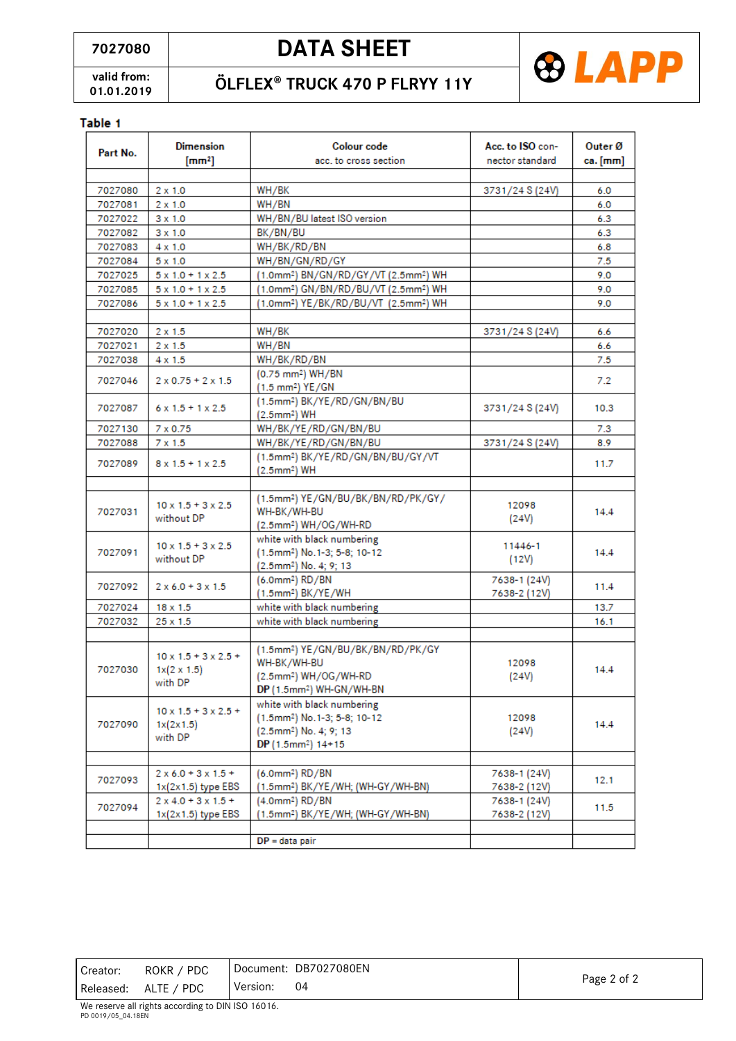| 7027080 | DATA SHEET | LAPP |
|---|---|---|
| valid from: 01.01.2019 | ÖLFLEX® TRUCK 470 P FLRYY 11Y | |

**Table 1**

| Part No. | Dimension [mm²] | Colour code acc. to cross section | Acc. to ISO connector standard | Outer Ø ca. [mm] |
|---|---|---|---|---|
| | | | | |
| 7027080 | 2 x 1.0 | WH/BK | 3731/24 S (24V) | 6.0 |
| 7027081 | 2 x 1.0 | WH/BN | | 6.0 |
| 7027022 | 3 x 1.0 | WH/BN/BU latest ISO version | | 6.3 |
| 7027082 | 3 x 1.0 | BK/BN/BU | | 6.3 |
| 7027083 | 4 x 1.0 | WH/BK/RD/BN | | 6.8 |
| 7027084 | 5 x 1.0 | WH/BN/GN/RD/GY | | 7.5 |
| 7027025 | 5 x 1.0 + 1 x 2.5 | (1.0mm²) BN/GN/RD/GY/VT (2.5mm²) WH | | 9.0 |
| 7027085 | 5 x 1.0 + 1 x 2.5 | (1.0mm²) GN/BN/RD/BU/VT (2.5mm²) WH | | 9.0 |
| 7027086 | 5 x 1.0 + 1 x 2.5 | (1.0mm²) YE/BK/RD/BU/VT (2.5mm²) WH | | 9.0 |
| | | | | |
| 7027020 | 2 x 1.5 | WH/BK | 3731/24 S (24V) | 6.6 |
| 7027021 | 2 x 1.5 | WH/BN | | 6.6 |
| 7027038 | 4 x 1.5 | WH/BK/RD/BN | | 7.5 |
| 7027046 | 2 x 0.75 + 2 x 1.5 | (0.75 mm²) WH/BN (1.5 mm²) YE/GN | | 7.2 |
| 7027087 | 6 x 1.5 + 1 x 2.5 | (1.5mm²) BK/YE/RD/GN/BN/BU (2.5mm²) WH | 3731/24 S (24V) | 10.3 |
| 7027130 | 7 x 0.75 | WH/BK/YE/RD/GN/BN/BU | | 7.3 |
| 7027088 | 7 x 1.5 | WH/BK/YE/RD/GN/BN/BU | 3731/24 S (24V) | 8.9 |
| 7027089 | 8 x 1.5 + 1 x 2.5 | (1.5mm²) BK/YE/RD/GN/BN/BU/GY/VT (2.5mm²) WH | | 11.7 |
| | | | | |
| 7027031 | 10 x 1.5 + 3 x 2.5 without DP | (1.5mm²) YE/GN/BU/BK/BN/RD/PK/GY/ WH-BK/WH-BU (2.5mm²) WH/OG/WH-RD | 12098 (24V) | 14.4 |
| 7027091 | 10 x 1.5 + 3 x 2.5 without DP | white with black numbering (1.5mm²) No. 1-3; 5-8; 10-12 (2.5mm²) No. 4; 9; 13 | 11446-1 (12V) | 14.4 |
| 7027092 | 2 x 6.0 + 3 x 1.5 | (6.0mm²) RD/BN (1.5mm²) BK/YE/WH | 7638-1 (24V) 7638-2 (12V) | 11.4 |
| 7027024 | 18 x 1.5 | white with black numbering | | 13.7 |
| 7027032 | 25 x 1.5 | white with black numbering | | 16.1 |
| | | | | |
| 7027030 | 10 x 1.5 + 3 x 2.5 + 1x(2 x 1.5) with DP | (1.5mm²) YE/GN/BU/BK/BN/RD/PK/GY WH-BK/WH-BU (2.5mm²) WH/OG/WH-RD **DP** (1.5mm²) WH-GN/WH-BN | 12098 (24V) | 14.4 |
| 7027090 | 10 x 1.5 + 3 x 2.5 + 1x(2x1.5) with DP | white with black numbering (1.5mm²) No. 1-3; 5-8; 10-12 (2.5mm²) No. 4; 9; 13 **DP** (1.5mm²) 14+15 | 12098 (24V) | 14.4 |
| | | | | |
| 7027093 | 2 x 6.0 + 3 x 1.5 + 1x(2x1.5) type EBS | (6.0mm²) RD/BN (1.5mm²) BK/YE/WH; (WH-GY/WH-BN) | 7638-1 (24V) 7638-2 (12V) | 12.1 |
| 7027094 | 2 x 4.0 + 3 x 1.5 + 1x(2x1.5) type EBS | (4.0mm²) RD/BN (1.5mm²) BK/YE/WH; (WH-GY/WH-BN) | 7638-1 (24V) 7638-2 (12V) | 11.5 |
| | | | | |
| | | **DP** = data pair | | |

| | | |
|---|---|---|
| Creator: ROKR / PDC | Document: DB7027080EN | |
| Released: ALTE / PDC | Version: 04 | |

We reserve all rights according to DIN ISO 16016.

PD 0019/05_04.18EN